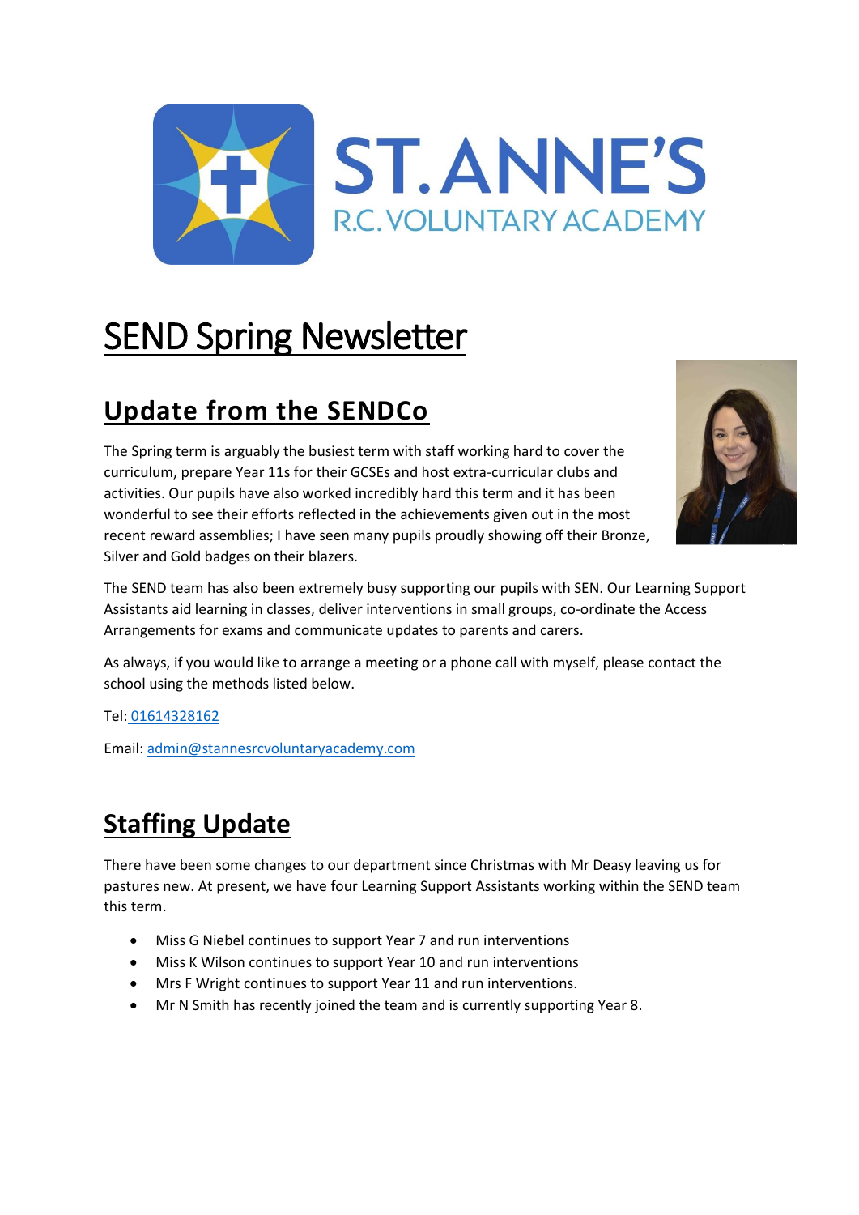ST. ANNE'S
R.C. VOLUNTARY ACADEMY

# SEND Spring Newsletter

## Update from the SENDCo

The Spring term is arguably the busiest term with staff working hard to cover the curriculum, prepare Year 11s for their GCSEs and host extra-curricular clubs and activities. Our pupils have also worked incredibly hard this term and it has been wonderful to see their efforts reflected in the achievements given out in the most recent reward assemblies; I have seen many pupils proudly showing off their Bronze, Silver and Gold badges on their blazers.

The SEND team has also been extremely busy supporting our pupils with SEN. Our Learning Support Assistants aid learning in classes, deliver interventions in small groups, co-ordinate the Access Arrangements for exams and communicate updates to parents and carers.

As always, if you would like to arrange a meeting or a phone call with myself, please contact the school using the methods listed below.

Tel: 01614328162

Email: admin@stannesrcvoluntaryacademy.com

## Staffing Update

There have been some changes to our department since Christmas with Mr Deasy leaving us for pastures new. At present, we have four Learning Support Assistants working within the SEND team this term.

- Miss G Niebel continues to support Year 7 and run interventions
- Miss K Wilson continues to support Year 10 and run interventions
- Mrs F Wright continues to support Year 11 and run interventions.
- Mr N Smith has recently joined the team and is currently supporting Year 8.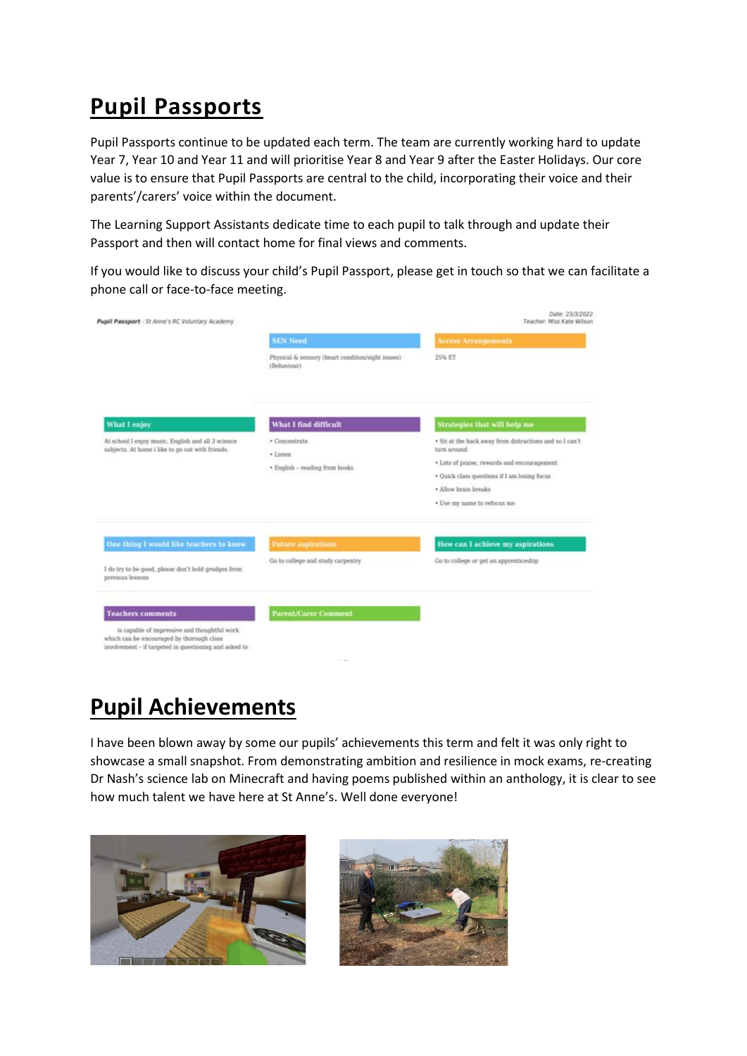# Pupil Passports

Pupil Passports continue to be updated each term. The team are currently working hard to update Year 7, Year 10 and Year 11 and will prioritise Year 8 and Year 9 after the Easter Holidays. Our core value is to ensure that Pupil Passports are central to the child, incorporating their voice and their parents'/carers' voice within the document.

The Learning Support Assistants dedicate time to each pupil to talk through and update their Passport and then will contact home for final views and comments.

If you would like to discuss your child's Pupil Passport, please get in touch so that we can facilitate a phone call or face-to-face meeting.

*Pupil Passport* - St Anne's RC Voluntary Academy

Date: 23/3/2022
Teacher: Miss Kate Wilson

**SEN Need**
Physical & sensory (heart condition/sight issues) (Behaviour)

**Access Arrangements**
25% ET

**What I enjoy**
At school I enjoy music, English and all 3 science subjects. At home i like to go out with friends.

**What I find difficult**
- Concentrate
- Listen
- English – reading from books

**Strategies that will help me**
- Sit at the back away from distractions and so I can't turn around
- Lots of praise, rewards and encouragement
- Quick class questions if I am losing focus
- Allow brain breaks
- Use my name to refocus me

**One thing I would like teachers to know**
I do try to be good, please don't hold grudges from previous lessons

**Future aspirations**
Go to college and study carpentry

**How can I achieve my aspirations**
Go to college or get an apprenticeship

**Teachers comments**
is capable of impressive and thoughtful work which can be encouraged by thorough class involvement – if targeted in questioning and asked to

**Parent/Carer Comment**

# Pupil Achievements

I have been blown away by some our pupils' achievements this term and felt it was only right to showcase a small snapshot. From demonstrating ambition and resilience in mock exams, re-creating Dr Nash's science lab on Minecraft and having poems published within an anthology, it is clear to see how much talent we have here at St Anne's. Well done everyone!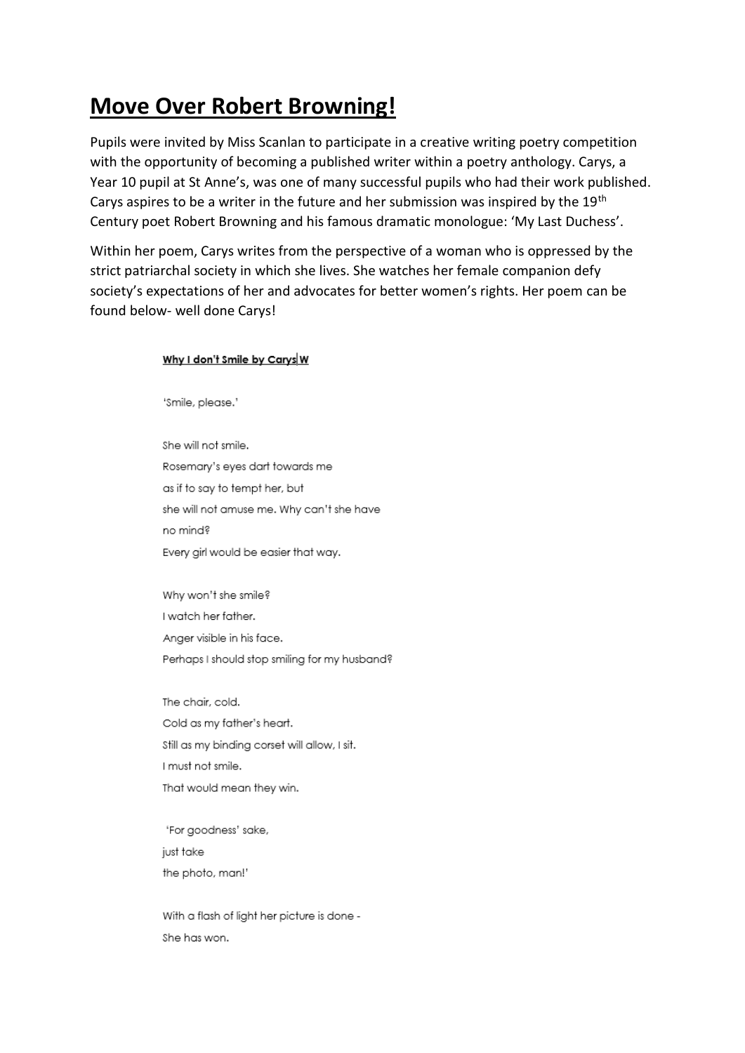# Move Over Robert Browning!

Pupils were invited by Miss Scanlan to participate in a creative writing poetry competition with the opportunity of becoming a published writer within a poetry anthology. Carys, a Year 10 pupil at St Anne's, was one of many successful pupils who had their work published. Carys aspires to be a writer in the future and her submission was inspired by the 19th Century poet Robert Browning and his famous dramatic monologue: 'My Last Duchess'.

Within her poem, Carys writes from the perspective of a woman who is oppressed by the strict patriarchal society in which she lives. She watches her female companion defy society's expectations of her and advocates for better women's rights. Her poem can be found below- well done Carys!

**Why I don't Smile by Carys W**

'Smile, please.'

She will not smile.
Rosemary's eyes dart towards me
as if to say to tempt her, but
she will not amuse me. Why can't she have
no mind?
Every girl would be easier that way.

Why won't she smile?
I watch her father.
Anger visible in his face.
Perhaps I should stop smiling for my husband?

The chair, cold.
Cold as my father's heart.
Still as my binding corset will allow, I sit.
I must not smile.
That would mean they win.

'For goodness' sake,
just take
the photo, man!'

With a flash of light her picture is done -
She has won.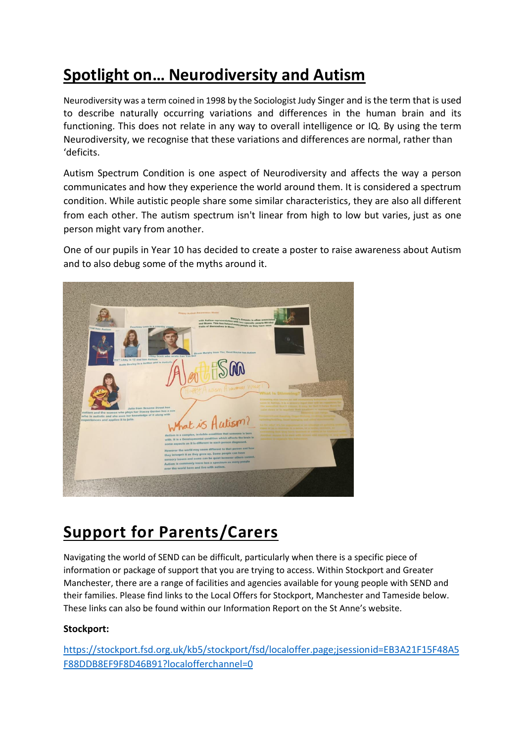## Spotlight on… Neurodiversity and Autism

Neurodiversity was a term coined in 1998 by the Sociologist Judy Singer and is the term that is used to describe naturally occurring variations and differences in the human brain and its functioning. This does not relate in any way to overall intelligence or IQ. By using the term Neurodiversity, we recognise that these variations and differences are normal, rather than 'deficits.

Autism Spectrum Condition is one aspect of Neurodiversity and affects the way a person communicates and how they experience the world around them. It is considered a spectrum condition. While autistic people share some similar characteristics, they are also all different from each other. The autism spectrum isn't linear from high to low but varies, just as one person might vary from another.

One of our pupils in Year 10 has decided to create a poster to raise awareness about Autism and to also debug some of the myths around it.

## Support for Parents/Carers

Navigating the world of SEND can be difficult, particularly when there is a specific piece of information or package of support that you are trying to access. Within Stockport and Greater Manchester, there are a range of facilities and agencies available for young people with SEND and their families. Please find links to the Local Offers for Stockport, Manchester and Tameside below. These links can also be found within our Information Report on the St Anne's website.

**Stockport:**

https://stockport.fsd.org.uk/kb5/stockport/fsd/localoffer.page;jsessionid=EB3A21F15F48A5F88DDB8EF9F8D46B91?localofferchannel=0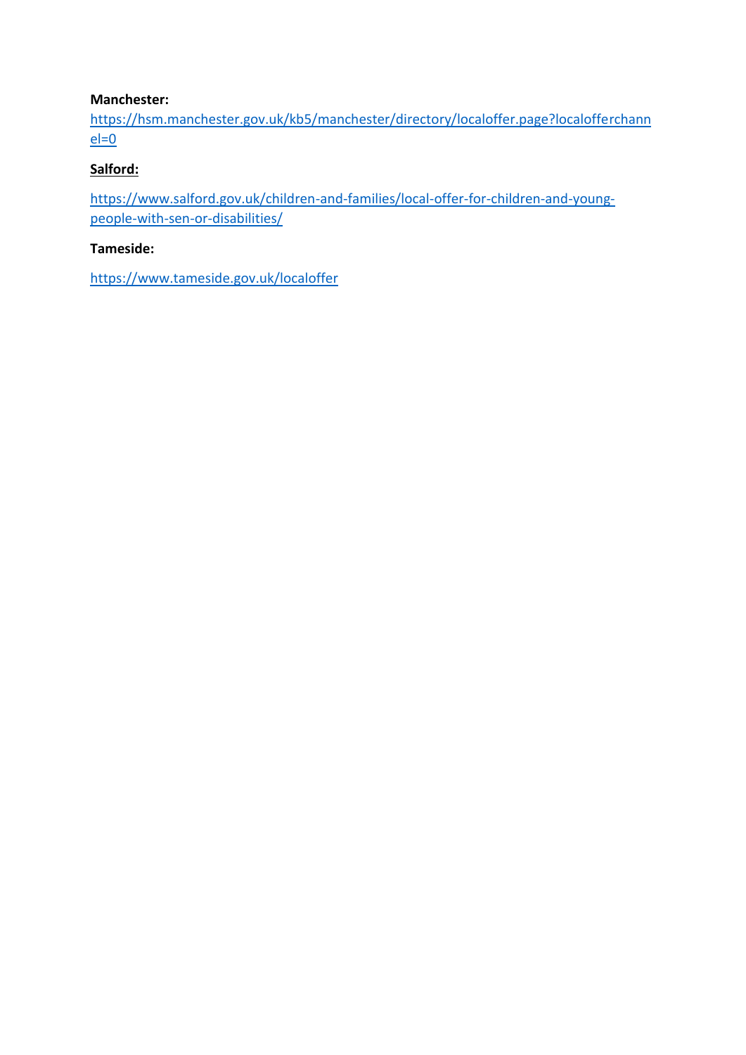**Manchester:**
https://hsm.manchester.gov.uk/kb5/manchester/directory/localoffer.page?localofferchannel=0

**Salford:**

https://www.salford.gov.uk/children-and-families/local-offer-for-children-and-young-people-with-sen-or-disabilities/

**Tameside:**

https://www.tameside.gov.uk/localoffer